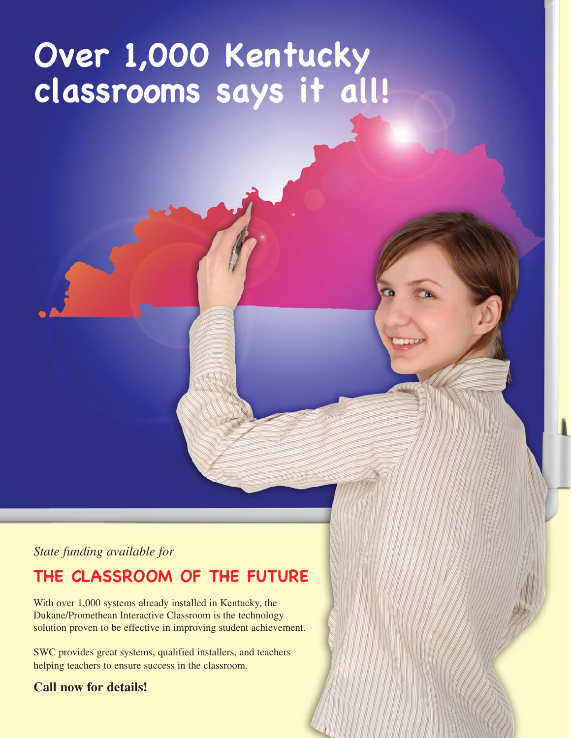# Over 1,000 Kentucky classrooms says it all!

*State funding available for*

## THE CLASSROOM OF THE FUTURE

With over 1,000 systems already installed in Kentucky, the Dukane/Promethean Interactive Classroom is the technology solution proven to be effective in improving student achievement.

SWC provides great systems, qualified installers, and teachers helping teachers to ensure success in the classroom.

**Call now for details!**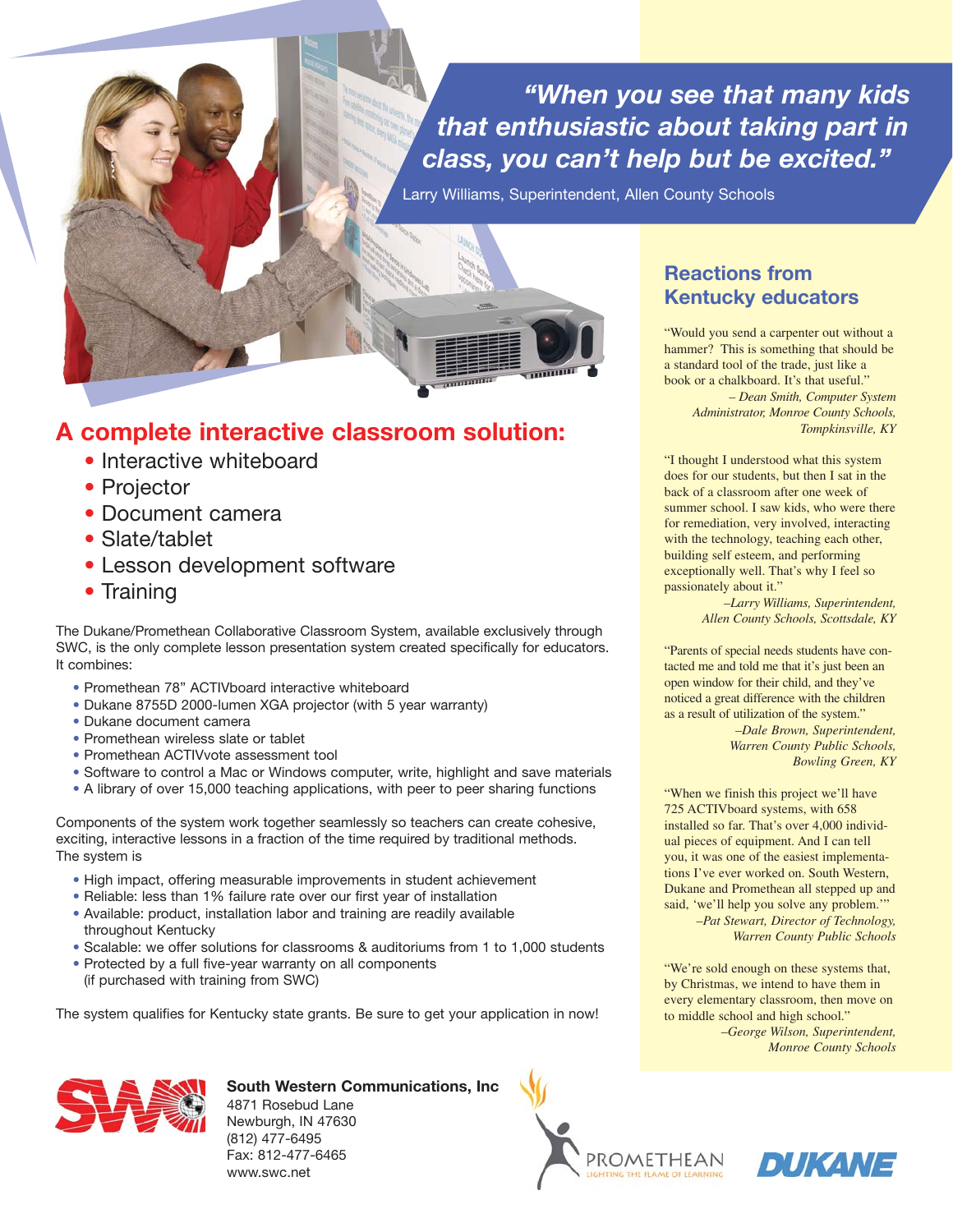> *"When you see that many kids that enthusiastic about taking part in class, you can't help but be excited."*

Larry Williams, Superintendent, Allen County Schools

## A complete interactive classroom solution:

- Interactive whiteboard
- Projector
- Document camera
- Slate/tablet
- Lesson development software
- Training

The Dukane/Promethean Collaborative Classroom System, available exclusively through SWC, is the only complete lesson presentation system created specifically for educators. It combines:

- Promethean 78" ACTIVboard interactive whiteboard
- Dukane 8755D 2000-lumen XGA projector (with 5 year warranty)
- Dukane document camera
- Promethean wireless slate or tablet
- Promethean ACTIVvote assessment tool
- Software to control a Mac or Windows computer, write, highlight and save materials
- A library of over 15,000 teaching applications, with peer to peer sharing functions

Components of the system work together seamlessly so teachers can create cohesive, exciting, interactive lessons in a fraction of the time required by traditional methods. The system is

- High impact, offering measurable improvements in student achievement
- Reliable: less than 1% failure rate over our first year of installation
- Available: product, installation labor and training are readily available throughout Kentucky
- Scalable: we offer solutions for classrooms & auditoriums from 1 to 1,000 students
- Protected by a full five-year warranty on all components (if purchased with training from SWC)

The system qualifies for Kentucky state grants. Be sure to get your application in now!

## Reactions from Kentucky educators

"Would you send a carpenter out without a hammer? This is something that should be a standard tool of the trade, just like a book or a chalkboard. It's that useful."
*– Dean Smith, Computer System Administrator, Monroe County Schools, Tompkinsville, KY*

"I thought I understood what this system does for our students, but then I sat in the back of a classroom after one week of summer school. I saw kids, who were there for remediation, very involved, interacting with the technology, teaching each other, building self esteem, and performing exceptionally well. That's why I feel so passionately about it."
*–Larry Williams, Superintendent, Allen County Schools, Scottsdale, KY*

"Parents of special needs students have contacted me and told me that it's just been an open window for their child, and they've noticed a great difference with the children as a result of utilization of the system."
*–Dale Brown, Superintendent, Warren County Public Schools, Bowling Green, KY*

"When we finish this project we'll have 725 ACTIVboard systems, with 658 installed so far. That's over 4,000 individual pieces of equipment. And I can tell you, it was one of the easiest implementations I've ever worked on. South Western, Dukane and Promethean all stepped up and said, 'we'll help you solve any problem.'"
*–Pat Stewart, Director of Technology, Warren County Public Schools*

"We're sold enough on these systems that, by Christmas, we intend to have them in every elementary classroom, then move on to middle school and high school."
*–George Wilson, Superintendent, Monroe County Schools*

**South Western Communications, Inc**
4871 Rosebud Lane
Newburgh, IN 47630
(812) 477-6495
Fax: 812-477-6465
www.swc.net

PROMETHEAN
LIGHTING THE FLAME OF LEARNING

DUKANE